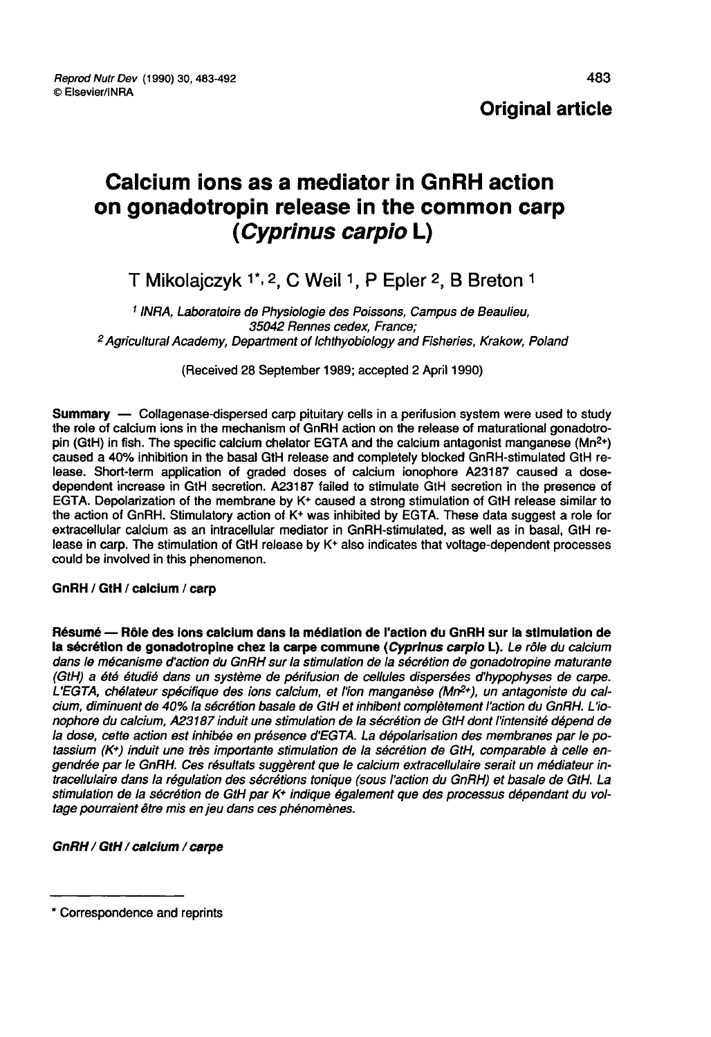**Original article**

# Calcium ions as a mediator in GnRH action on gonadotropin release in the common carp (*Cyprinus carpio* L)

T Mikolajczyk [1*,2], C Weil [1], P Epler [2], B Breton [1]

[1] INRA, Laboratoire de Physiologie des Poissons, Campus de Beaulieu, 35042 Rennes cedex, France;
[2] Agricultural Academy, Department of Ichthyobiology and Fisheries, Krakow, Poland

(Received 28 September 1989; accepted 2 April 1990)

**Summary** — Collagenase-dispersed carp pituitary cells in a perifusion system were used to study the role of calcium ions in the mechanism of GnRH action on the release of maturational gonadotropin (GtH) in fish. The specific calcium chelator EGTA and the calcium antagonist manganese ($Mn^{2+}$) caused a 40% inhibition in the basal GtH release and completely blocked GnRH-stimulated GtH release. Short-term application of graded doses of calcium ionophore A23187 caused a dose-dependent increase in GtH secretion. A23187 failed to stimulate GtH secretion in the presence of EGTA. Depolarization of the membrane by $K^+$ caused a strong stimulation of GtH release similar to the action of GnRH. Stimulatory action of $K^+$ was inhibited by EGTA. These data suggest a role for extracellular calcium as an intracellular mediator in GnRH-stimulated, as well as in basal, GtH release in carp. The stimulation of GtH release by $K^+$ also indicates that voltage-dependent processes could be involved in this phenomenon.

**GnRH / GtH / calcium / carp**

**Résumé — Rôle des ions calcium dans la médiation de l'action du GnRH sur la stimulation de la sécrétion de gonadotropine chez la carpe commune (*Cyprinus carpio* L).** *Le rôle du calcium dans le mécanisme d'action du GnRH sur la stimulation de la sécrétion de gonadotropine maturante (GtH) a été étudié dans un système de périfusion de cellules dispersées d'hypophyses de carpe. L'EGTA, chélateur spécifique des ions calcium, et l'ion manganèse ($Mn^{2+}$), un antagoniste du calcium, diminuent de 40% la sécrétion basale de GtH et inhibent complètement l'action du GnRH. L'ionophore du calcium, A23187 induit une stimulation de la sécrétion de GtH dont l'intensité dépend de la dose, cette action est inhibée en présence d'EGTA. La dépolarisation des membranes par le potassium ($K^+$) induit une très importante stimulation de la sécrétion de GtH, comparable à celle engendrée par le GnRH. Ces résultats suggèrent que le calcium extracellulaire serait un médiateur intracellulaire dans la régulation des sécrétions tonique (sous l'action du GnRH) et basale de GtH. La stimulation de la sécrétion de GtH par $K^+$ indique également que des processus dépendant du voltage pourraient être mis en jeu dans ces phénomènes.*

***GnRH / GtH / calcium / carpe***

---

\* Correspondence and reprints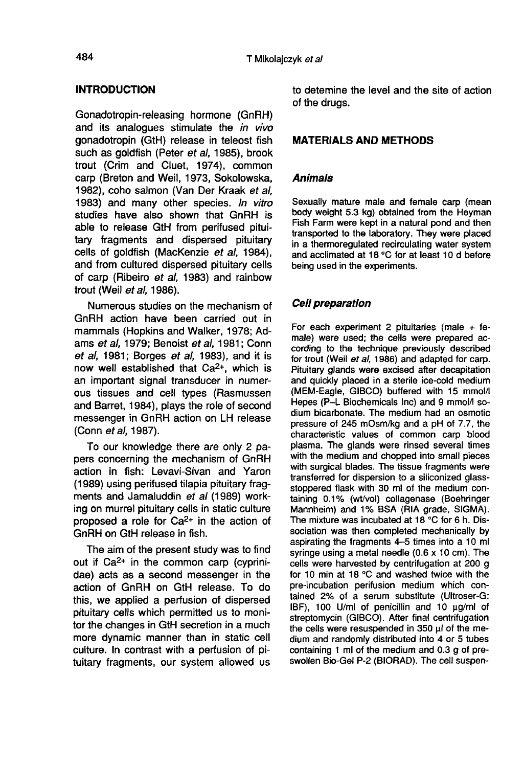## INTRODUCTION

Gonadotropin-releasing hormone (GnRH) and its analogues stimulate the *in vivo* gonadotropin (GtH) release in teleost fish such as goldfish (Peter *et al*, 1985), brook trout (Crim and Cluet, 1974), common carp (Breton and Weil, 1973, Sokolowska, 1982), coho salmon (Van Der Kraak *et al*, 1983) and many other species. *In vitro* studies have also shown that GnRH is able to release GtH from perifused pituitary fragments and dispersed pituitary cells of goldfish (MacKenzie *et al*, 1984), and from cultured dispersed pituitary cells of carp (Ribeiro *et al*, 1983) and rainbow trout (Weil *et al*, 1986).

Numerous studies on the mechanism of GnRH action have been carried out in mammals (Hopkins and Walker, 1978; Adams *et al*, 1979; Benoist *et al*, 1981; Conn *et al*, 1981; Borges *et al*, 1983), and it is now well established that $Ca^{2+}$, which is an important signal transducer in numerous tissues and cell types (Rasmussen and Barret, 1984), plays the role of second messenger in GnRH action on LH release (Conn *et al*, 1987).

To our knowledge there are only 2 papers concerning the mechanism of GnRH action in fish: Levavi-Sivan and Yaron (1989) using perifused tilapia pituitary fragments and Jamaluddin *et al* (1989) working on murrel pituitary cells in static culture proposed a role for $Ca^{2+}$ in the action of GnRH on GtH release in fish.

The aim of the present study was to find out if $Ca^{2+}$ in the common carp (cyprinidae) acts as a second messenger in the action of GnRH on GtH release. To do this, we applied a perfusion of dispersed pituitary cells which permitted us to monitor the changes in GtH secretion in a much more dynamic manner than in static cell culture. In contrast with a perfusion of pituitary fragments, our system allowed us to detemine the level and the site of action of the drugs.

## MATERIALS AND METHODS

### Animals

Sexually mature male and female carp (mean body weight 5.3 kg) obtained from the Heyman Fish Farm were kept in a natural pond and then transported to the laboratory. They were placed in a thermoregulated recirculating water system and acclimated at 18 °C for at least 10 d before being used in the experiments.

### Cell preparation

For each experiment 2 pituitaries (male + female) were used; the cells were prepared according to the technique previously described for trout (Weil *et al*, 1986) and adapted for carp. Pituitary glands were excised after decapitation and quickly placed in a sterile ice-cold medium (MEM-Eagle, GIBCO) buffered with 15 mmol/l Hepes (P–L Biochemicals Inc) and 9 mmol/l sodium bicarbonate. The medium had an osmotic pressure of 245 mOsm/kg and a pH of 7.7, the characteristic values of common carp blood plasma. The glands were rinsed several times with the medium and chopped into small pieces with surgical blades. The tissue fragments were transferred for dispersion to a siliconized glass-stoppered flask with 30 ml of the medium containing 0.1% (wt/vol) collagenase (Boehringer Mannheim) and 1% BSA (RIA grade, SIGMA). The mixture was incubated at 18 °C for 6 h. Dissociation was then completed mechanically by aspirating the fragments 4–5 times into a 10 ml syringe using a metal needle (0.6 x 10 cm). The cells were harvested by centrifugation at 200 g for 10 min at 18 °C and washed twice with the pre-incubation perifusion medium which contained 2% of a serum substitute (Ultroser-G: IBF), 100 U/ml of penicillin and 10 µg/ml of streptomycin (GIBCO). After final centrifugation the cells were resuspended in 350 µl of the medium and randomly distributed into 4 or 5 tubes containing 1 ml of the medium and 0.3 g of preswollen Bio-Gel P-2 (BIORAD). The cell suspen-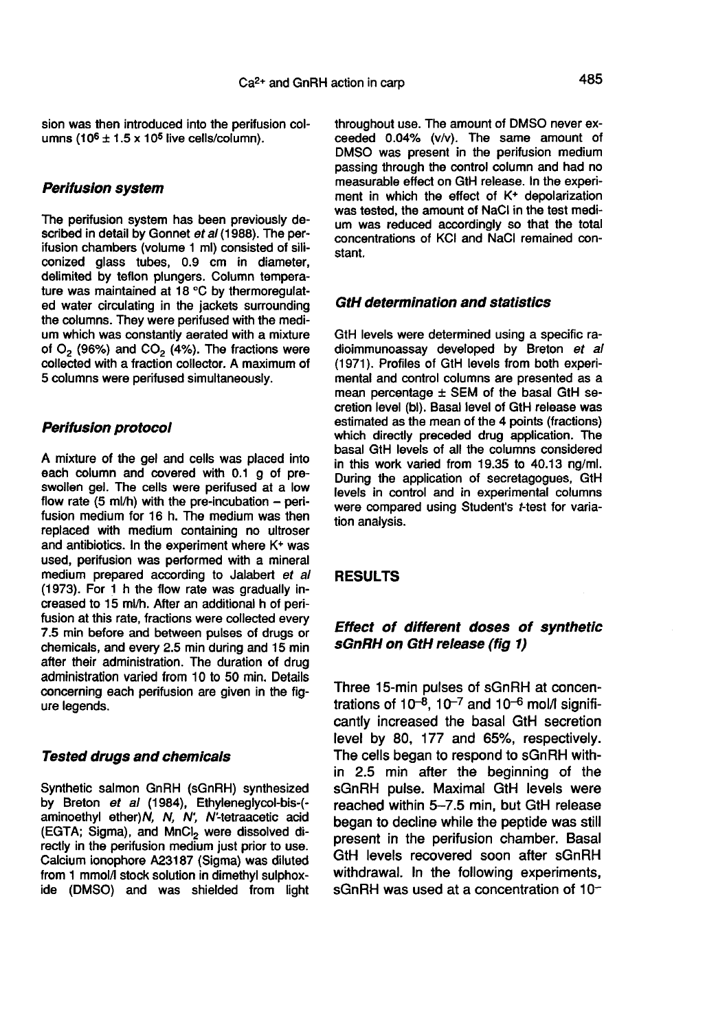sion was then introduced into the perifusion columns ($10^6 \pm 1.5 \times 10^5$ live cells/column).

### *Perifusion system*

The perifusion system has been previously described in detail by Gonnet *et al* (1988). The perifusion chambers (volume 1 ml) consisted of siliconized glass tubes, 0.9 cm in diameter, delimited by teflon plungers. Column temperature was maintained at 18 °C by thermoregulated water circulating in the jackets surrounding the columns. They were perifused with the medium which was constantly aerated with a mixture of $O_2$ (96%) and $CO_2$ (4%). The fractions were collected with a fraction collector. A maximum of 5 columns were perifused simultaneously.

### *Perifusion protocol*

A mixture of the gel and cells was placed into each column and covered with 0.1 g of preswollen gel. The cells were perifused at a low flow rate (5 ml/h) with the pre-incubation – perifusion medium for 16 h. The medium was then replaced with medium containing no ultroser and antibiotics. In the experiment where $K^+$ was used, perifusion was performed with a mineral medium prepared according to Jalabert *et al* (1973). For 1 h the flow rate was gradually increased to 15 ml/h. After an additional h of perifusion at this rate, fractions were collected every 7.5 min before and between pulses of drugs or chemicals, and every 2.5 min during and 15 min after their administration. The duration of drug administration varied from 10 to 50 min. Details concerning each perifusion are given in the figure legends.

### *Tested drugs and chemicals*

Synthetic salmon GnRH (sGnRH) synthesized by Breton *et al* (1984), Ethyleneglycol-bis-(-aminoethyl ether)*N, N, N', N'*-tetraacetic acid (EGTA; Sigma), and $MnCl_2$ were dissolved directly in the perifusion medium just prior to use. Calcium ionophore A23187 (Sigma) was diluted from 1 mmol/l stock solution in dimethyl sulphoxide (DMSO) and was shielded from light throughout use. The amount of DMSO never exceeded 0.04% (v/v). The same amount of DMSO was present in the perifusion medium passing through the control column and had no measurable effect on GtH release. In the experiment in which the effect of $K^+$ depolarization was tested, the amount of NaCl in the test medium was reduced accordingly so that the total concentrations of KCl and NaCl remained constant.

### *GtH determination and statistics*

GtH levels were determined using a specific radioimmunoassay developed by Breton *et al* (1971). Profiles of GtH levels from both experimental and control columns are presented as a mean percentage ± SEM of the basal GtH secretion level (bl). Basal level of GtH release was estimated as the mean of the 4 points (fractions) which directly preceded drug application. The basal GtH levels of all the columns considered in this work varied from 19.35 to 40.13 ng/ml. During the application of secretagogues, GtH levels in control and in experimental columns were compared using Student's *t*-test for variation analysis.

## RESULTS

### *Effect of different doses of synthetic sGnRH on GtH release (fig 1)*

Three 15-min pulses of sGnRH at concentrations of $10^{-8}$, $10^{-7}$ and $10^{-6}$ mol/l significantly increased the basal GtH secretion level by 80, 177 and 65%, respectively. The cells began to respond to sGnRH within 2.5 min after the beginning of the sGnRH pulse. Maximal GtH levels were reached within 5–7.5 min, but GtH release began to decline while the peptide was still present in the perifusion chamber. Basal GtH levels recovered soon after sGnRH withdrawal. In the following experiments, sGnRH was used at a concentration of $10^{-}$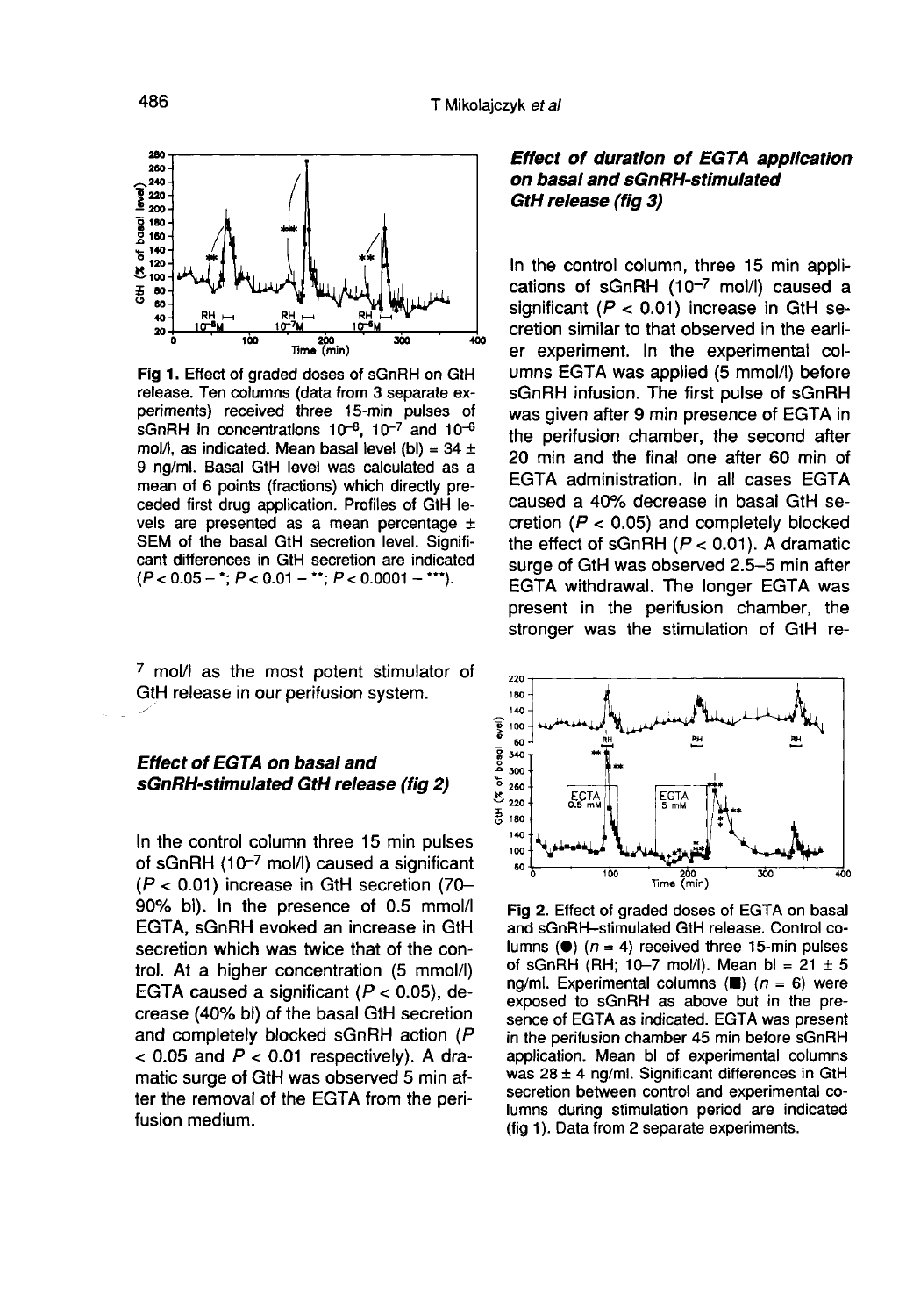Fig 1. Effect of graded doses of sGnRH on GtH release. Ten columns (data from 3 separate experiments) received three 15-min pulses of sGnRH in concentrations $10^{-8}$, $10^{-7}$ and $10^{-6}$ mol/l, as indicated. Mean basal level (bl) = 34 ± 9 ng/ml. Basal GtH level was calculated as a mean of 6 points (fractions) which directly preceded first drug application. Profiles of GtH levels are presented as a mean percentage ± SEM of the basal GtH secretion level. Significant differences in GtH secretion are indicated ($P < 0.05$ – *; $P < 0.01$ – **; $P < 0.0001$ – ***).

$^{7}$ mol/l as the most potent stimulator of GtH release in our perifusion system.

### *Effect of EGTA on basal and sGnRH-stimulated GtH release (fig 2)*

In the control column three 15 min pulses of sGnRH ($10^{-7}$ mol/l) caused a significant ($P < 0.01$) increase in GtH secretion (70–90% bl). In the presence of 0.5 mmol/l EGTA, sGnRH evoked an increase in GtH secretion which was twice that of the control. At a higher concentration (5 mmol/l) EGTA caused a significant ($P < 0.05$), decrease (40% bl) of the basal GtH secretion and completely blocked sGnRH action ($P < 0.05$ and $P < 0.01$ respectively). A dramatic surge of GtH was observed 5 min after the removal of the EGTA from the perifusion medium.

### *Effect of duration of EGTA application on basal and sGnRH-stimulated GtH release (fig 3)*

In the control column, three 15 min applications of sGnRH ($10^{-7}$ mol/l) caused a significant ($P < 0.01$) increase in GtH secretion similar to that observed in the earlier experiment. In the experimental columns EGTA was applied (5 mmol/l) before sGnRH infusion. The first pulse of sGnRH was given after 9 min presence of EGTA in the perifusion chamber, the second after 20 min and the final one after 60 min of EGTA administration. In all cases EGTA caused a 40% decrease in basal GtH secretion ($P < 0.05$) and completely blocked the effect of sGnRH ($P < 0.01$). A dramatic surge of GtH was observed 2.5–5 min after EGTA withdrawal. The longer EGTA was present in the perifusion chamber, the stronger was the stimulation of GtH re-

Fig 2. Effect of graded doses of EGTA on basal and sGnRH-stimulated GtH release. Control columns (●) ($n = 4$) received three 15-min pulses of sGnRH (RH; 10–7 mol/l). Mean bl = 21 ± 5 ng/ml. Experimental columns (■) ($n = 6$) were exposed to sGnRH as above but in the presence of EGTA as indicated. EGTA was present in the perifusion chamber 45 min before sGnRH application. Mean bl of experimental columns was 28 ± 4 ng/ml. Significant differences in GtH secretion between control and experimental columns during stimulation period are indicated (fig 1). Data from 2 separate experiments.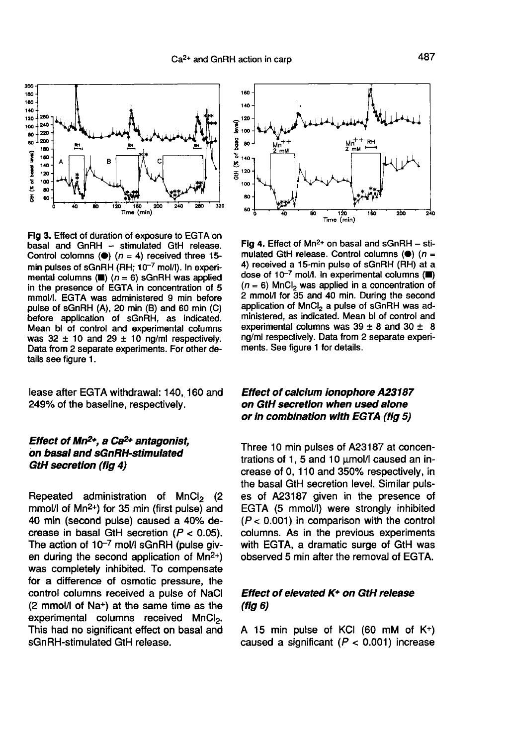Fig 3. Effect of duration of exposure to EGTA on basal and GnRH – stimulated GtH release. Control colomns (●) ($n$ = 4) received three 15-min pulses of sGnRH (RH; $10^{-7}$ mol/l). In experimental columns (■) ($n$ = 6) sGnRH was applied in the presence of EGTA in concentration of 5 mmol/l. EGTA was administered 9 min before pulse of sGnRH (A), 20 min (B) and 60 min (C) before application of sGnRH, as indicated. Mean bl of control and experimental columns was 32 ± 10 and 29 ± 10 ng/ml respectively. Data from 2 separate experiments. For other details see figure 1.

Fig 4. Effect of $Mn^{2+}$ on basal and sGnRH – stimulated GtH release. Control columns (●) ($n$ = 4) received a 15-min pulse of sGnRH (RH) at a dose of $10^{-7}$ mol/l. In experimental columns (■) ($n$ = 6) $MnCl_2$ was applied in a concentration of 2 mmol/l for 35 and 40 min. During the second application of $MnCl_2$ a pulse of sGnRH was administered, as indicated. Mean bl of control and experimental columns was 39 ± 8 and 30 ± 8 ng/ml respectively. Data from 2 separate experiments. See figure 1 for details.

lease after EGTA withdrawal: 140, 160 and 249% of the baseline, respectively.

### *Effect of $Mn^{2+}$, a $Ca^{2+}$ antagonist, on basal and sGnRH-stimulated GtH secretion (fig 4)*

Repeated administration of $MnCl_2$ (2 mmol/l of $Mn^{2+}$) for 35 min (first pulse) and 40 min (second pulse) caused a 40% decrease in basal GtH secretion ($P < 0.05$). The action of $10^{-7}$ mol/l sGnRH (pulse given during the second application of $Mn^{2+}$) was completely inhibited. To compensate for a difference of osmotic pressure, the control columns received a pulse of NaCl (2 mmol/l of $Na^+$) at the same time as the experimental columns received $MnCl_2$. This had no significant effect on basal and sGnRH-stimulated GtH release.

### *Effect of calcium ionophore A23187 on GtH secretion when used alone or in combination with EGTA (fig 5)*

Three 10 min pulses of A23187 at concentrations of 1, 5 and 10 μmol/l caused an increase of 0, 110 and 350% respectively, in the basal GtH secretion level. Similar pulses of A23187 given in the presence of EGTA (5 mmol/l) were strongly inhibited ($P < 0.001$) in comparison with the control columns. As in the previous experiments with EGTA, a dramatic surge of GtH was observed 5 min after the removal of EGTA.

### *Effect of elevated $K^+$ on GtH release (fig 6)*

A 15 min pulse of KCl (60 mM of $K^+$) caused a significant ($P < 0.001$) increase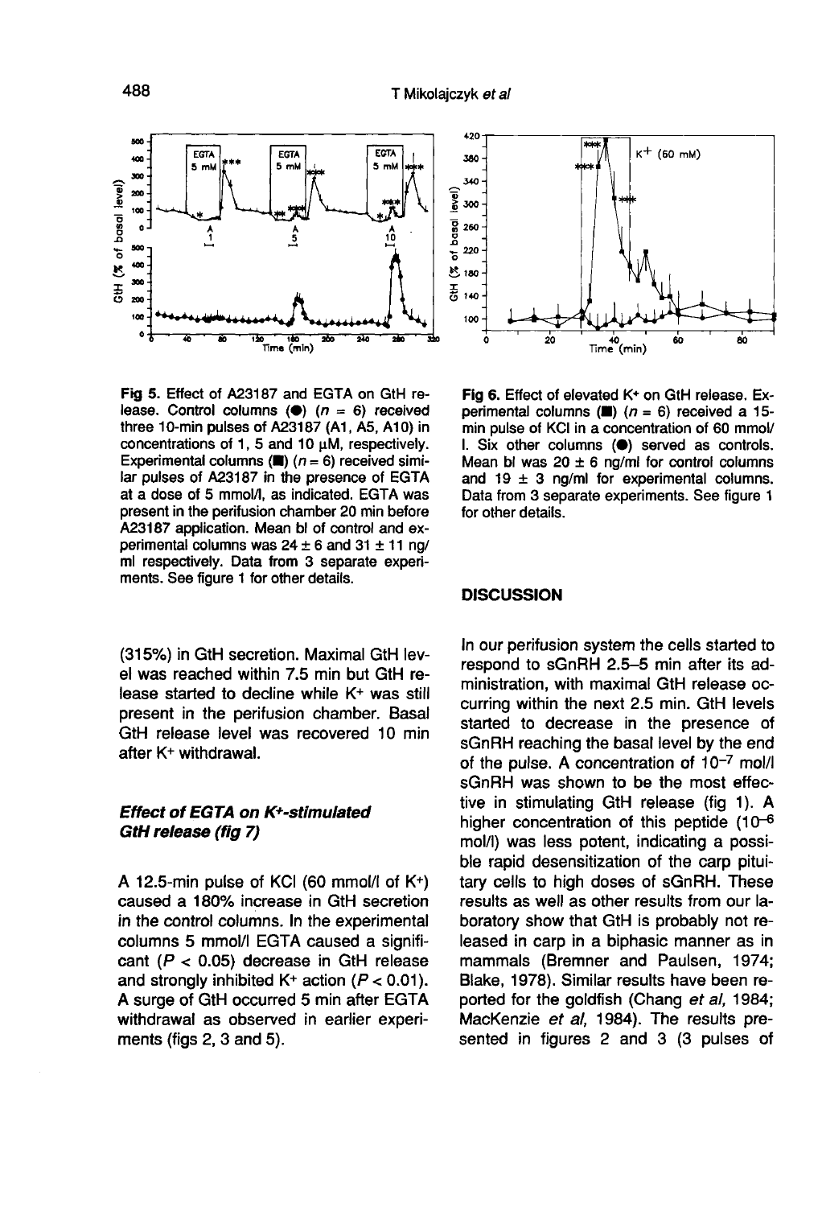**Fig 5.** Effect of A23187 and EGTA on GtH release. Control columns (●) ($n = 6$) received three 10-min pulses of A23187 (A1, A5, A10) in concentrations of 1, 5 and 10 µM, respectively. Experimental columns (■) ($n = 6$) received similar pulses of A23187 in the presence of EGTA at a dose of 5 mmol/l, as indicated. EGTA was present in the perifusion chamber 20 min before A23187 application. Mean bl of control and experimental columns was 24 ± 6 and 31 ± 11 ng/ml respectively. Data from 3 separate experiments. See figure 1 for other details.

**Fig 6.** Effect of elevated $K^+$ on GtH release. Experimental columns (■) ($n = 6$) received a 15-min pulse of KCl in a concentration of 60 mmol/l. Six other columns (●) served as controls. Mean bl was 20 ± 6 ng/ml for control columns and 19 ± 3 ng/ml for experimental columns. Data from 3 separate experiments. See figure 1 for other details.

(315%) in GtH secretion. Maximal GtH level was reached within 7.5 min but GtH release started to decline while $K^+$ was still present in the perifusion chamber. Basal GtH release level was recovered 10 min after $K^+$ withdrawal.

### *Effect of EGTA on $K^+$-stimulated GtH release (fig 7)*

A 12.5-min pulse of KCl (60 mmol/l of $K^+$) caused a 180% increase in GtH secretion in the control columns. In the experimental columns 5 mmol/l EGTA caused a significant ($P < 0.05$) decrease in GtH release and strongly inhibited $K^+$ action ($P < 0.01$). A surge of GtH occurred 5 min after EGTA withdrawal as observed in earlier experiments (figs 2, 3 and 5).

## DISCUSSION

In our perifusion system the cells started to respond to sGnRH 2.5–5 min after its administration, with maximal GtH release occurring within the next 2.5 min. GtH levels started to decrease in the presence of sGnRH reaching the basal level by the end of the pulse. A concentration of $10^{-7}$ mol/l sGnRH was shown to be the most effective in stimulating GtH release (fig 1). A higher concentration of this peptide ($10^{-6}$ mol/l) was less potent, indicating a possible rapid desensitization of the carp pituitary cells to high doses of sGnRH. These results as well as other results from our laboratory show that GtH is probably not released in carp in a biphasic manner as in mammals (Bremner and Paulsen, 1974; Blake, 1978). Similar results have been reported for the goldfish (Chang *et al*, 1984; MacKenzie *et al*, 1984). The results presented in figures 2 and 3 (3 pulses of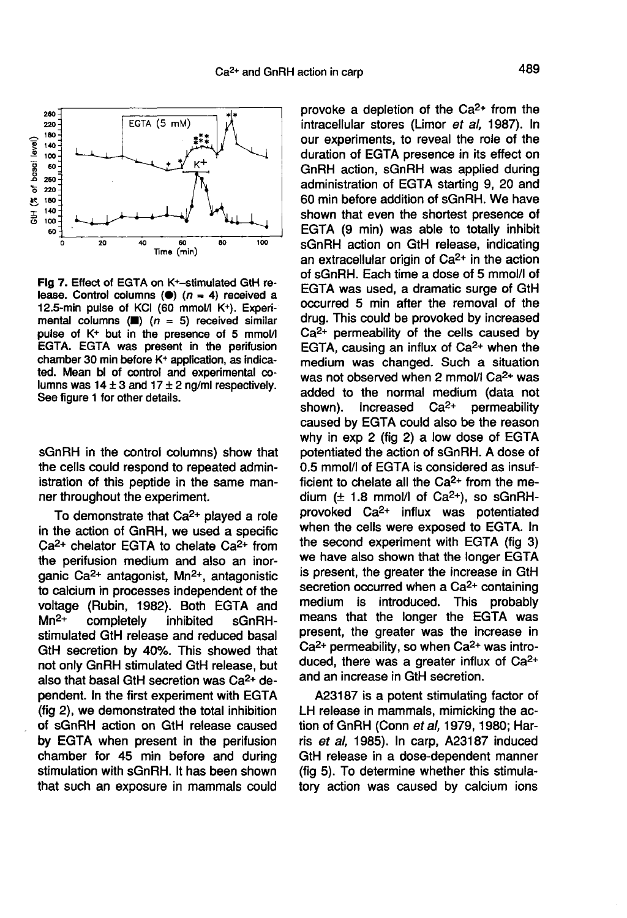Fig 7. Effect of EGTA on $K^+$-stimulated GtH release. Control columns (●) ($n = 4$) received a 12.5-min pulse of KCl (60 mmol/l $K^+$). Experimental columns (■) ($n = 5$) received similar pulse of $K^+$ but in the presence of 5 mmol/l EGTA. EGTA was present in the perifusion chamber 30 min before $K^+$ application, as indicated. Mean bl of control and experimental columns was 14 ± 3 and 17 ± 2 ng/ml respectively. See figure 1 for other details.

sGnRH in the control columns) show that the cells could respond to repeated administration of this peptide in the same manner throughout the experiment.

To demonstrate that $Ca^{2+}$ played a role in the action of GnRH, we used a specific $Ca^{2+}$ chelator EGTA to chelate $Ca^{2+}$ from the perifusion medium and also an inorganic $Ca^{2+}$ antagonist, $Mn^{2+}$, antagonistic to calcium in processes independent of the voltage (Rubin, 1982). Both EGTA and $Mn^{2+}$ completely inhibited sGnRH-stimulated GtH release and reduced basal GtH secretion by 40%. This showed that not only GnRH stimulated GtH release, but also that basal GtH secretion was $Ca^{2+}$ dependent. In the first experiment with EGTA (fig 2), we demonstrated the total inhibition of sGnRH action on GtH release caused by EGTA when present in the perifusion chamber for 45 min before and during stimulation with sGnRH. It has been shown that such an exposure in mammals could provoke a depletion of the $Ca^{2+}$ from the intracellular stores (Limor *et al*, 1987). In our experiments, to reveal the role of the duration of EGTA presence in its effect on GnRH action, sGnRH was applied during administration of EGTA starting 9, 20 and 60 min before addition of sGnRH. We have shown that even the shortest presence of EGTA (9 min) was able to totally inhibit sGnRH action on GtH release, indicating an extracellular origin of $Ca^{2+}$ in the action of sGnRH. Each time a dose of 5 mmol/l of EGTA was used, a dramatic surge of GtH occurred 5 min after the removal of the drug. This could be provoked by increased $Ca^{2+}$ permeability of the cells caused by EGTA, causing an influx of $Ca^{2+}$ when the medium was changed. Such a situation was not observed when 2 mmol/l $Ca^{2+}$ was added to the normal medium (data not shown). Increased $Ca^{2+}$ permeability caused by EGTA could also be the reason why in exp 2 (fig 2) a low dose of EGTA potentiated the action of sGnRH. A dose of 0.5 mmol/l of EGTA is considered as insufficient to chelate all the $Ca^{2+}$ from the medium (± 1.8 mmol/l of $Ca^{2+}$), so sGnRH-provoked $Ca^{2+}$ influx was potentiated when the cells were exposed to EGTA. In the second experiment with EGTA (fig 3) we have also shown that the longer EGTA is present, the greater the increase in GtH secretion occurred when a $Ca^{2+}$ containing medium is introduced. This probably means that the longer the EGTA was present, the greater was the increase in $Ca^{2+}$ permeability, so when $Ca^{2+}$ was introduced, there was a greater influx of $Ca^{2+}$ and an increase in GtH secretion.

A23187 is a potent stimulating factor of LH release in mammals, mimicking the action of GnRH (Conn *et al*, 1979, 1980; Harris *et al*, 1985). In carp, A23187 induced GtH release in a dose-dependent manner (fig 5). To determine whether this stimulatory action was caused by calcium ions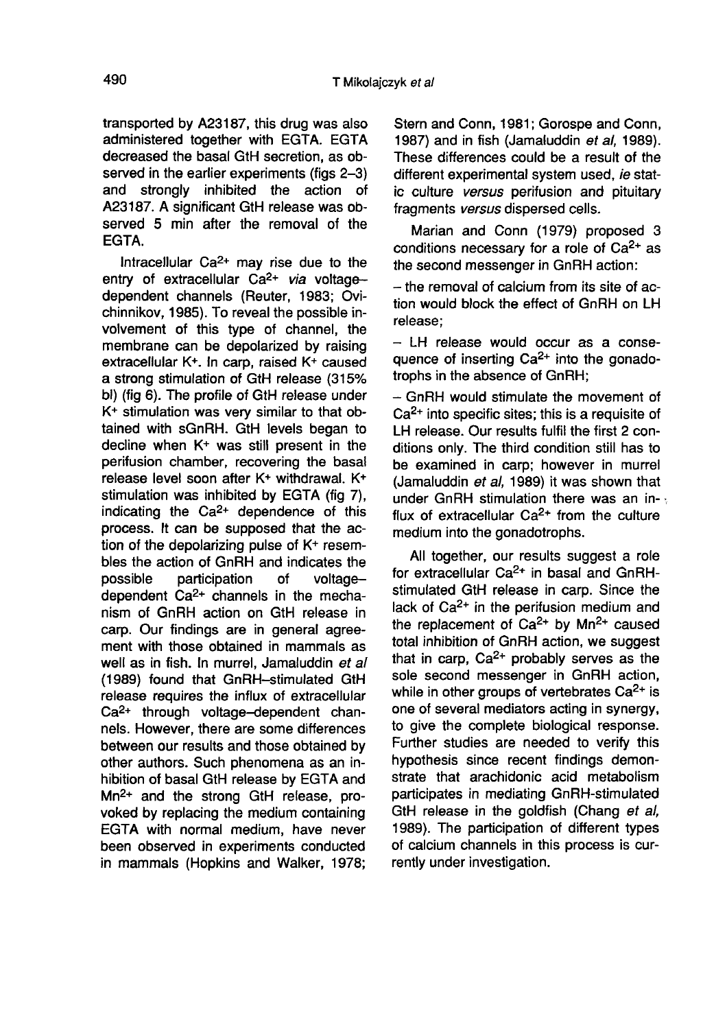transported by A23187, this drug was also administered together with EGTA. EGTA decreased the basal GtH secretion, as observed in the earlier experiments (figs 2–3) and strongly inhibited the action of A23187. A significant GtH release was observed 5 min after the removal of the EGTA.

Intracellular $Ca^{2+}$ may rise due to the entry of extracellular $Ca^{2+}$ *via* voltage–dependent channels (Reuter, 1983; Ovichinnikov, 1985). To reveal the possible involvement of this type of channel, the membrane can be depolarized by raising extracellular $K^+$. In carp, raised $K^+$ caused a strong stimulation of GtH release (315% bl) (fig 6). The profile of GtH release under $K^+$ stimulation was very similar to that obtained with sGnRH. GtH levels began to decline when $K^+$ was still present in the perifusion chamber, recovering the basal release level soon after $K^+$ withdrawal. $K^+$ stimulation was inhibited by EGTA (fig 7), indicating the $Ca^{2+}$ dependence of this process. It can be supposed that the action of the depolarizing pulse of $K^+$ resembles the action of GnRH and indicates the possible participation of voltage–dependent $Ca^{2+}$ channels in the mechanism of GnRH action on GtH release in carp. Our findings are in general agreement with those obtained in mammals as well as in fish. In murrel, Jamaluddin *et al* (1989) found that GnRH–stimulated GtH release requires the influx of extracellular $Ca^{2+}$ through voltage–dependent channels. However, there are some differences between our results and those obtained by other authors. Such phenomena as an inhibition of basal GtH release by EGTA and $Mn^{2+}$ and the strong GtH release, provoked by replacing the medium containing EGTA with normal medium, have never been observed in experiments conducted in mammals (Hopkins and Walker, 1978; Stern and Conn, 1981; Gorospe and Conn, 1987) and in fish (Jamaluddin *et al*, 1989). These differences could be a result of the different experimental system used, *ie* static culture *versus* perifusion and pituitary fragments *versus* dispersed cells.

Marian and Conn (1979) proposed 3 conditions necessary for a role of $Ca^{2+}$ as the second messenger in GnRH action:

– the removal of calcium from its site of action would block the effect of GnRH on LH release;

– LH release would occur as a consequence of inserting $Ca^{2+}$ into the gonadotrophs in the absence of GnRH;

– GnRH would stimulate the movement of $Ca^{2+}$ into specific sites; this is a requisite of LH release. Our results fulfil the first 2 conditions only. The third condition still has to be examined in carp; however in murrel (Jamaluddin *et al*, 1989) it was shown that under GnRH stimulation there was an influx of extracellular $Ca^{2+}$ from the culture medium into the gonadotrophs.

All together, our results suggest a role for extracellular $Ca^{2+}$ in basal and GnRH-stimulated GtH release in carp. Since the lack of $Ca^{2+}$ in the perifusion medium and the replacement of $Ca^{2+}$ by $Mn^{2+}$ caused total inhibition of GnRH action, we suggest that in carp, $Ca^{2+}$ probably serves as the sole second messenger in GnRH action, while in other groups of vertebrates $Ca^{2+}$ is one of several mediators acting in synergy, to give the complete biological response. Further studies are needed to verify this hypothesis since recent findings demonstrate that arachidonic acid metabolism participates in mediating GnRH-stimulated GtH release in the goldfish (Chang *et al*, 1989). The participation of different types of calcium channels in this process is currently under investigation.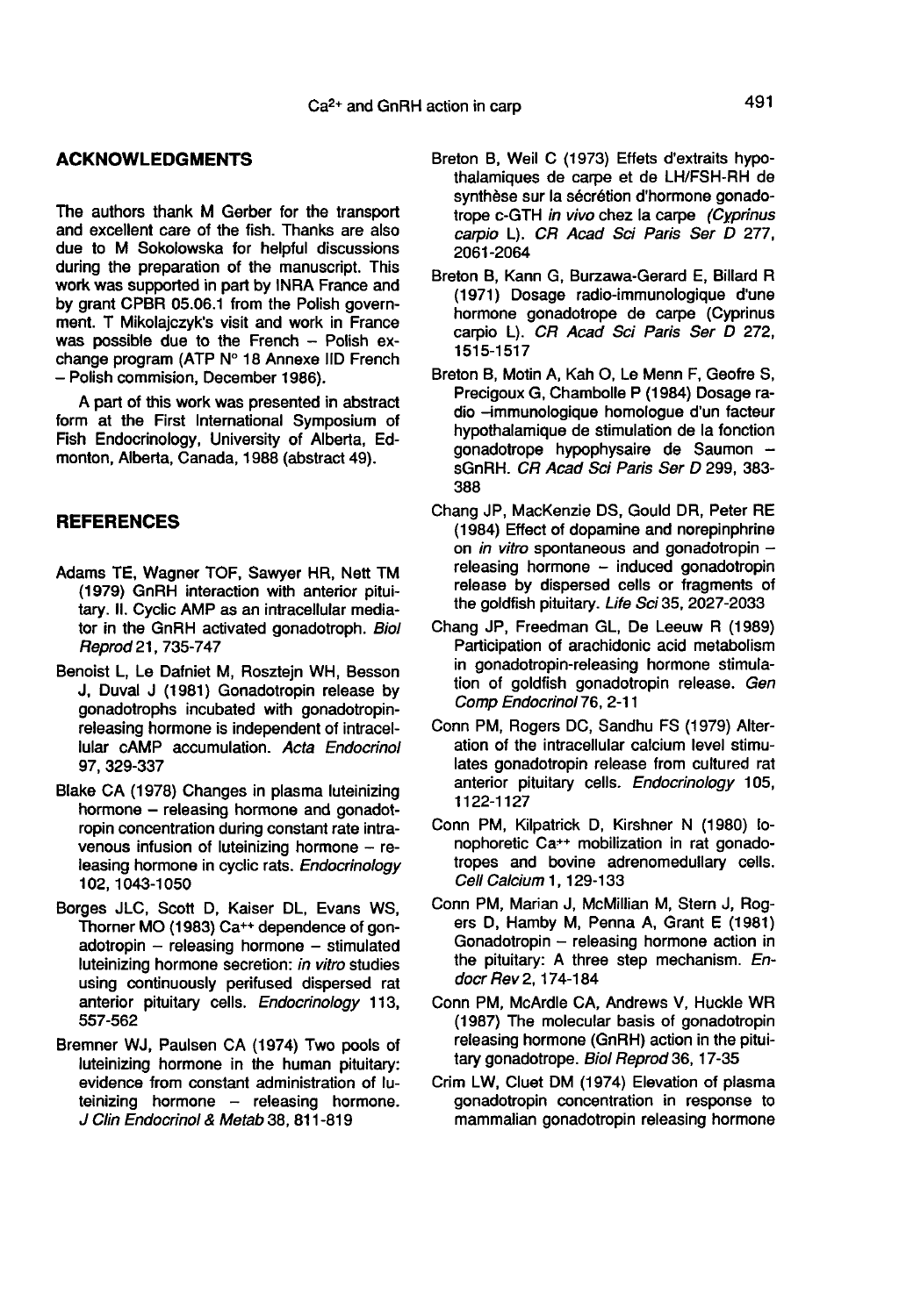## ACKNOWLEDGMENTS

The authors thank M Gerber for the transport and excellent care of the fish. Thanks are also due to M Sokolowska for helpful discussions during the preparation of the manuscript. This work was supported in part by INRA France and by grant CPBR 05.06.1 from the Polish government. T Mikolajczyk's visit and work in France was possible due to the French – Polish exchange program (ATP N° 18 Annexe IID French – Polish commision, December 1986).

A part of this work was presented in abstract form at the First International Symposium of Fish Endocrinology, University of Alberta, Edmonton, Alberta, Canada, 1988 (abstract 49).

## REFERENCES

Adams TE, Wagner TOF, Sawyer HR, Nett TM (1979) GnRH interaction with anterior pituitary. II. Cyclic AMP as an intracellular mediator in the GnRH activated gonadotroph. *Biol Reprod* 21, 735-747

Benoist L, Le Dafniet M, Rosztejn WH, Besson J, Duval J (1981) Gonadotropin release by gonadotrophs incubated with gonadotropin-releasing hormone is independent of intracellular cAMP accumulation. *Acta Endocrinol* 97, 329-337

Blake CA (1978) Changes in plasma luteinizing hormone – releasing hormone and gonadotropin concentration during constant rate intravenous infusion of luteinizing hormone – releasing hormone in cyclic rats. *Endocrinology* 102, 1043-1050

Borges JLC, Scott D, Kaiser DL, Evans WS, Thorner MO (1983) $Ca^{++}$ dependence of gonadotropin – releasing hormone – stimulated luteinizing hormone secretion: *in vitro* studies using continuously perifused dispersed rat anterior pituitary cells. *Endocrinology* 113, 557-562

Bremner WJ, Paulsen CA (1974) Two pools of luteinizing hormone in the human pituitary: evidence from constant administration of luteinizing hormone – releasing hormone. *J Clin Endocrinol & Metab* 38, 811-819

Breton B, Weil C (1973) Effets d'extraits hypothalamiques de carpe et de LH/FSH-RH de synthèse sur la sécrétion d'hormone gonadotrope c-GTH *in vivo* chez la carpe *(Cyprinus carpio* L). *CR Acad Sci Paris Ser D* 277, 2061-2064

Breton B, Kann G, Burzawa-Gerard E, Billard R (1971) Dosage radio-immunologique d'une hormone gonadotrope de carpe (Cyprinus carpio L). *CR Acad Sci Paris Ser D* 272, 1515-1517

Breton B, Motin A, Kah O, Le Menn F, Geofre S, Precigoux G, Chambolle P (1984) Dosage radio -immunologique homologue d'un facteur hypothalamique de stimulation de la fonction gonadotrope hypophysaire de Saumon – sGnRH. *CR Acad Sci Paris Ser D* 299, 383-388

Chang JP, MacKenzie DS, Gould DR, Peter RE (1984) Effect of dopamine and norepinphrine on *in vitro* spontaneous and gonadotropin – releasing hormone – induced gonadotropin release by dispersed cells or fragments of the goldfish pituitary. *Life Sci* 35, 2027-2033

Chang JP, Freedman GL, De Leeuw R (1989) Participation of arachidonic acid metabolism in gonadotropin-releasing hormone stimulation of goldfish gonadotropin release. *Gen Comp Endocrinol* 76, 2-11

Conn PM, Rogers DC, Sandhu FS (1979) Alteration of the intracellular calcium level stimulates gonadotropin release from cultured rat anterior pituitary cells. *Endocrinology* 105, 1122-1127

Conn PM, Kilpatrick D, Kirshner N (1980) Ionophoretic $Ca^{++}$ mobilization in rat gonadotropes and bovine adrenomedullary cells. *Cell Calcium* 1, 129-133

Conn PM, Marian J, McMillian M, Stern J, Rogers D, Hamby M, Penna A, Grant E (1981) Gonadotropin – releasing hormone action in the pituitary: A three step mechanism. *Endocr Rev* 2, 174-184

Conn PM, McArdle CA, Andrews V, Huckle WR (1987) The molecular basis of gonadotropin releasing hormone (GnRH) action in the pituitary gonadotrope. *Biol Reprod* 36, 17-35

Crim LW, Cluet DM (1974) Elevation of plasma gonadotropin concentration in response to mammalian gonadotropin releasing hormone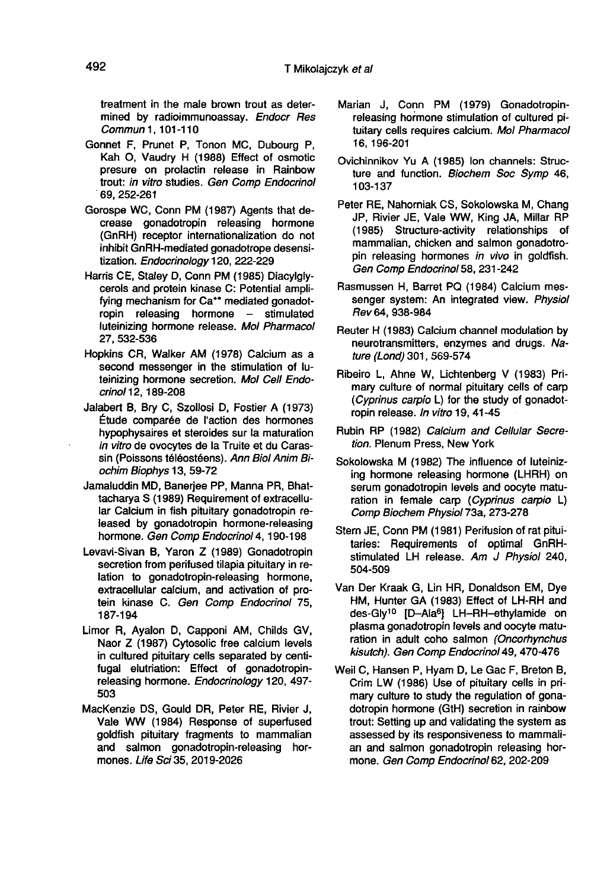treatment in the male brown trout as determined by radioimmunoassay. *Endocr Res Commun* 1, 101-110

Gonnet F, Prunet P, Tonon MC, Dubourg P, Kah O, Vaudry H (1988) Effect of osmotic presure on prolactin release in Rainbow trout: *in vitro* studies. *Gen Comp Endocrinol* 69, 252-261

Gorospe WC, Conn PM (1987) Agents that decrease gonadotropin releasing hormone (GnRH) receptor internationalization do not inhibit GnRH-mediated gonadotrope desensitization. *Endocrinology* 120, 222-229

Harris CE, Staley D, Conn PM (1985) Diacylglycerols and protein kinase C: Potential amplifying mechanism for Ca** mediated gonadotropin releasing hormone – stimulated luteinizing hormone release. *Mol Pharmacol* 27, 532-536

Hopkins CR, Walker AM (1978) Calcium as a second messenger in the stimulation of luteinizing hormone secretion. *Mol Cell Endocrinol* 12, 189-208

Jalabert B, Bry C, Szollosi D, Fostier A (1973) Étude comparée de l'action des hormones hypophysaires et steroides sur la maturation *in vitro* de ovocytes de la Truite et du Carassin (Poissons téléostéens). *Ann Biol Anim Biochim Biophys* 13, 59-72

Jamaluddin MD, Banerjee PP, Manna PR, Bhattacharya S (1989) Requirement of extracellular Calcium in fish pituitary gonadotropin released by gonadotropin hormone-releasing hormone. *Gen Comp Endocrinol* 4, 190-198

Levavi-Sivan B, Yaron Z (1989) Gonadotropin secretion from perifused tilapia pituitary in relation to gonadotropin-releasing hormone, extracellular calcium, and activation of protein kinase C. *Gen Comp Endocrinol* 75, 187-194

Limor R, Ayalon D, Capponi AM, Childs GV, Naor Z (1987) Cytosolic free calcium levels in cultured pituitary cells separated by centifugal elutriation: Effect of gonadotropin-releasing hormone. *Endocrinology* 120, 497-503

MacKenzie DS, Gould DR, Peter RE, Rivier J, Vale WW (1984) Response of superfused goldfish pituitary fragments to mammalian and salmon gonadotropin-releasing hormones. *Life Sci* 35, 2019-2026

Marian J, Conn PM (1979) Gonadotropin-releasing hormone stimulation of cultured pituitary cells requires calcium. *Mol Pharmacol* 16, 196-201

Ovichinnikov Yu A (1985) Ion channels: Structure and function. *Biochem Soc Symp* 46, 103-137

Peter RE, Nahorniak CS, Sokolowska M, Chang JP, Rivier JE, Vale WW, King JA, Millar RP (1985) Structure-activity relationships of mammalian, chicken and salmon gonadotropin releasing hormones *in vivo* in goldfish. *Gen Comp Endocrinol* 58, 231-242

Rasmussen H, Barret PQ (1984) Calcium messenger system: An integrated view. *Physiol Rev* 64, 938-984

Reuter H (1983) Calcium channel modulation by neurotransmitters, enzymes and drugs. *Nature (Lond)* 301, 569-574

Ribeiro L, Ahne W, Lichtenberg V (1983) Primary culture of normal pituitary cells of carp (*Cyprinus carpio* L) for the study of gonadotropin release. *In vitro* 19, 41-45

Rubin RP (1982) *Calcium and Cellular Secretion.* Plenum Press, New York

Sokolowska M (1982) The influence of luteinizing hormone releasing hormone (LHRH) on serum gonadotropin levels and oocyte maturation in female carp (*Cyprinus carpio* L) *Comp Biochem Physiol* 73a, 273-278

Stern JE, Conn PM (1981) Perifusion of rat pituitaries: Requirements of optimal GnRH-stimulated LH release. *Am J Physiol* 240, 504-509

Van Der Kraak G, Lin HR, Donaldson EM, Dye HM, Hunter GA (1983) Effect of LH-RH and des-Gly[10] [D-Ala[6]] LH-RH-ethylamide on plasma gonadotropin levels and oocyte maturation in adult coho salmon *(Oncorhynchus kisutch)*. *Gen Comp Endocrinol* 49, 470-476

Weil C, Hansen P, Hyam D, Le Gac F, Breton B, Crim LW (1986) Use of pituitary cells in primary culture to study the regulation of gonadotropin hormone (GtH) secretion in rainbow trout: Setting up and validating the system as assessed by its responsiveness to mammalian and salmon gonadotropin releasing hormone. *Gen Comp Endocrinol* 62, 202-209